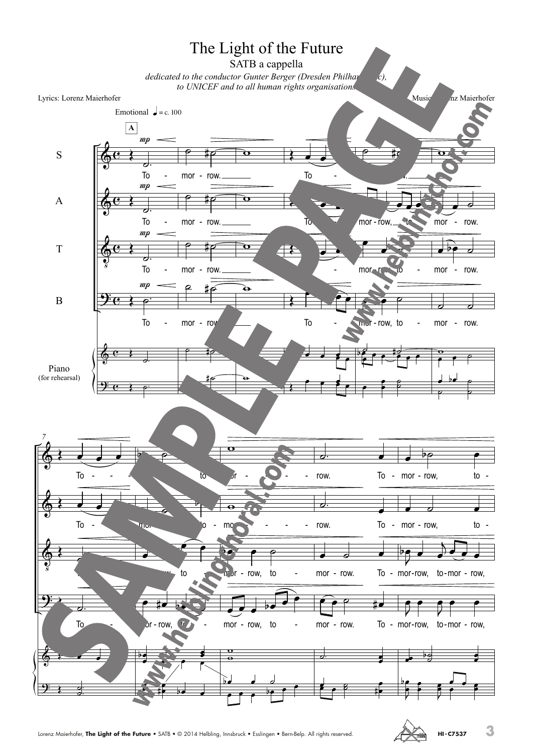# The Light of the Future

SATB a cappella

*dedicated to the conductor Gunter Berger (Dresden Philharmonic), to UNICEF and to all human rights organisations*

Lyrics: Lorenz Maierhofer

Music: Lorenz Maierhofer

Emotional ♩ = c. 100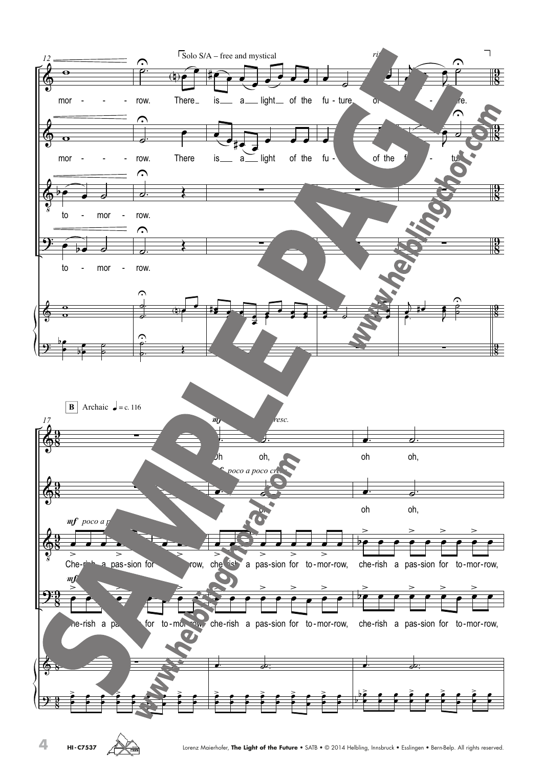Solo S/A – free and mystical

mor - - - row. There is a light of the fu - ture, of the fu - ture.

mor - - - row. There is a light of the fu - of the fu - ture.

to - mor - row.

to - mor - row.

**B** Archaic ♩ = c. 116

*mf* *poco a poco cresc.*

Oh oh, oh oh,

*mf* *poco a poco cresc.*

Oh oh, oh oh,

*mf* *poco a poco cresc.*

Che-rish a pas-sion for to-mor-row, che-rish a pas-sion for to-mor-row, che-rish a pas-sion for to-mor-row,

*mf*

Che-rish a pas-sion for to-mor-row, che-rish a pas-sion for to-mor-row, che-rish a pas-sion for to-mor-row,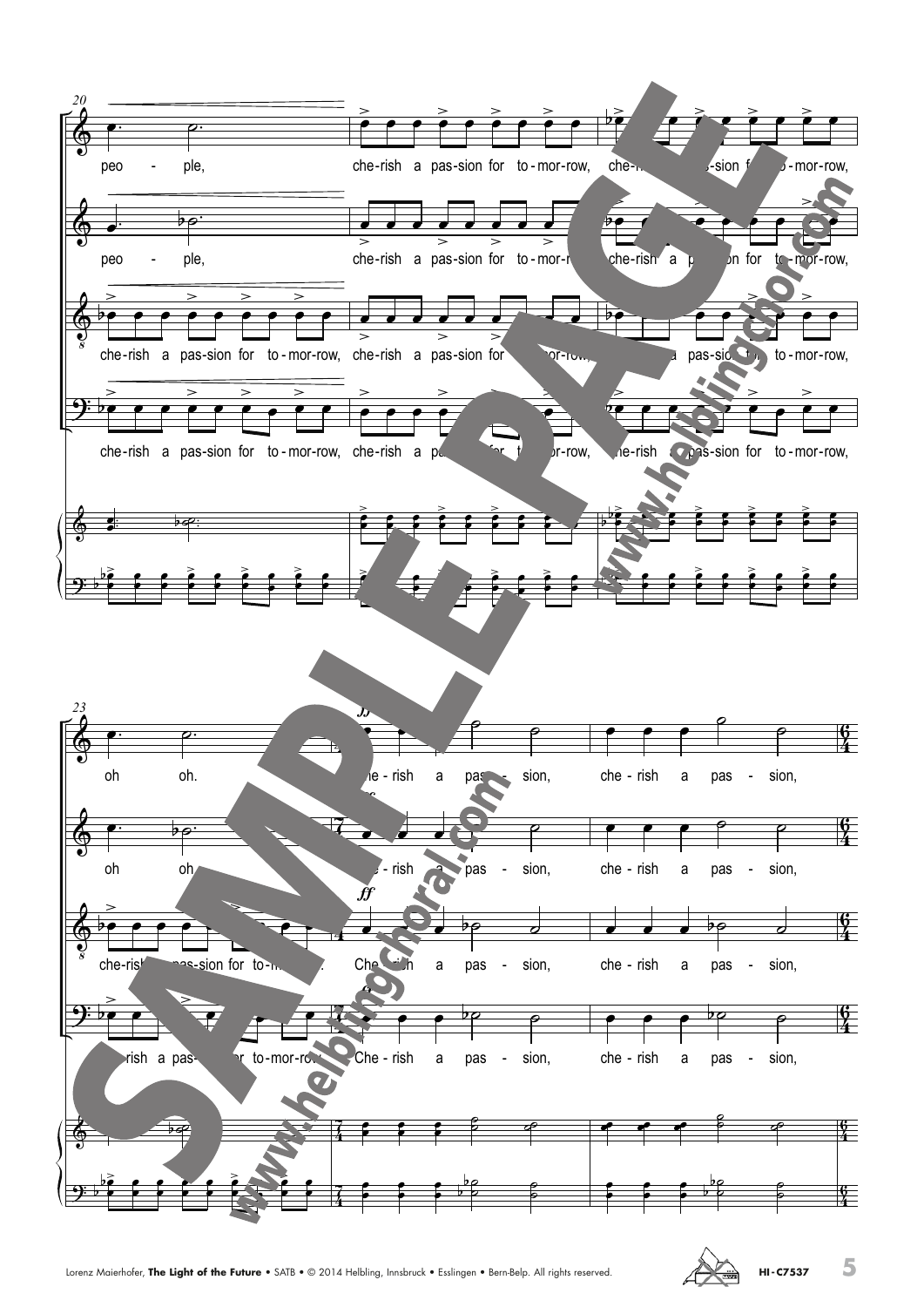20

peo - ple,

che-rish a pas-sion for to-mor-row, che-rish a pas-sion for to-mor-row,

peo - ple,

che-rish a pas-sion for to-mor-row, che-rish a pas-sion for to-mor-row,

che-rish a pas-sion for to-mor-row, che-rish a pas-sion for to-mor-row, che-rish a pas-sion for to-mor-row,

che-rish a pas-sion for to-mor-row, che-rish a pas-sion for to-mor-row, che-rish a pas-sion for to-mor-row,

23

oh oh. *ff* Che-rish a pas - sion, che-rish a pas - sion,

oh oh. *ff* Che-rish a pas - sion, che-rish a pas - sion,

che-rish a pas-sion for to-mor-row. *ff* Che-rish a pas - sion, che-rish a pas - sion,

che-rish a pas-sion for to-mor-row. *ff* Che-rish a pas - sion, che-rish a pas - sion,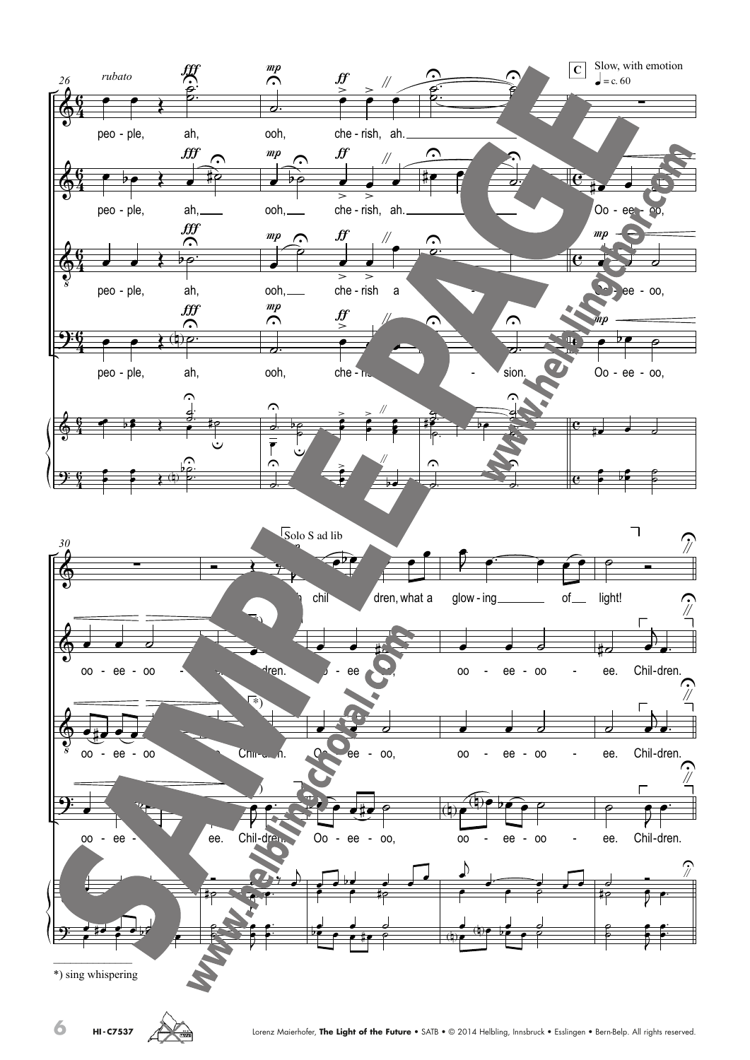**C** Slow, with emotion ♩ = c. 60

*) sing whispering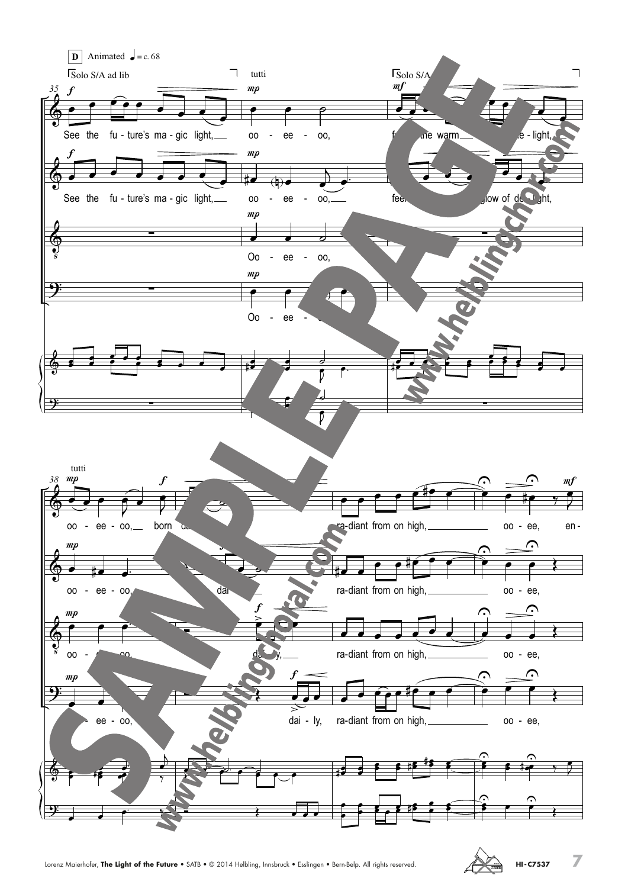**D** Animated ♩ = c. 68

Solo S/A ad lib — tutti — Solo S/A

35

*f* See the fu - ture's ma - gic light, *mp* oo - ee - oo, *mf* f... the warm ... -light,

*f* See the fu - ture's ma - gic light, *mp* oo - ee - oo, feel ... glow of daylight,

*mp* Oo - ee - oo,

*mp* Oo - ee - ...

tutti

38

*mp* oo - ee - oo, *f* born da... ra-diant from on high, oo - ee, *mf* en -

*mp* oo - ee - oo, dai... ra-diant from on high, oo - ee,

*mp* oo - ... oo, *f* daily, ra-diant from on high, oo - ee,

*mp* ... ee - oo, *f* dai - ly, ra-diant from on high, oo - ee,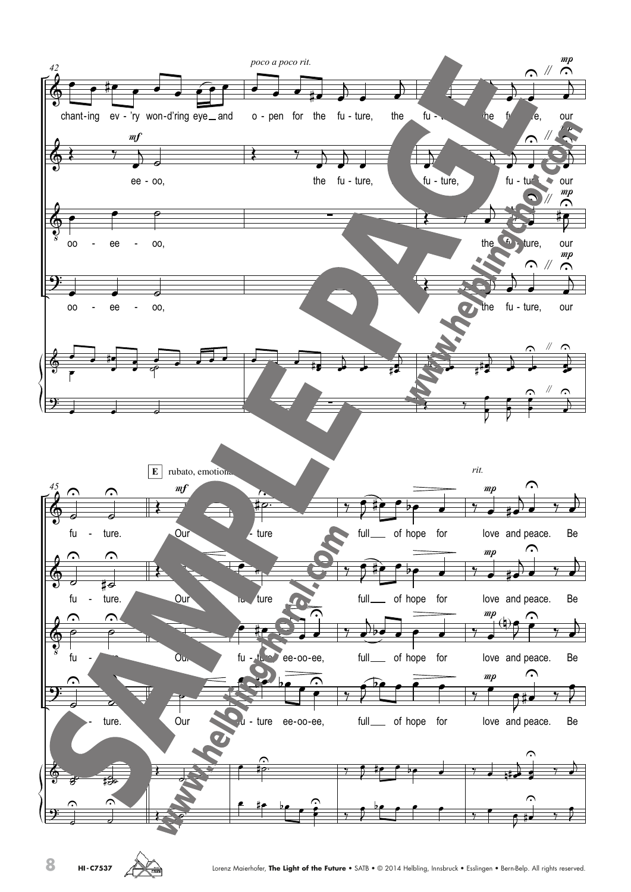42

*poco a poco rit.*

**Soprano:** chant-ing ev-'ry won-d'ring eye and o-pen for the fu-ture, the fu-... the fu-ture, our

**Alto:** ee-oo, the fu-ture, fu-ture, fu-ture, our

**Tenor:** oo-ee-oo, the fu-ture, our

**Bass:** oo-ee-oo, the fu-ture, our

45

**E** rubato, emotional … *rit.*

**Soprano:** fu-ture. Our fu-ture full of hope for love and peace. Be

**Alto:** fu-ture. Our fu-ture full of hope for love and peace. Be

**Tenor:** fu-ture. Our fu-ture ee-oo-ee, full of hope for love and peace. Be

**Bass:** fu-ture. Our fu-ture ee-oo-ee, full of hope for love and peace. Be

Lorenz Maierhofer, **The Light of the Future** • SATB • © 2014 Helbling, Innsbruck • Esslingen • Bern-Belp. All rights reserved.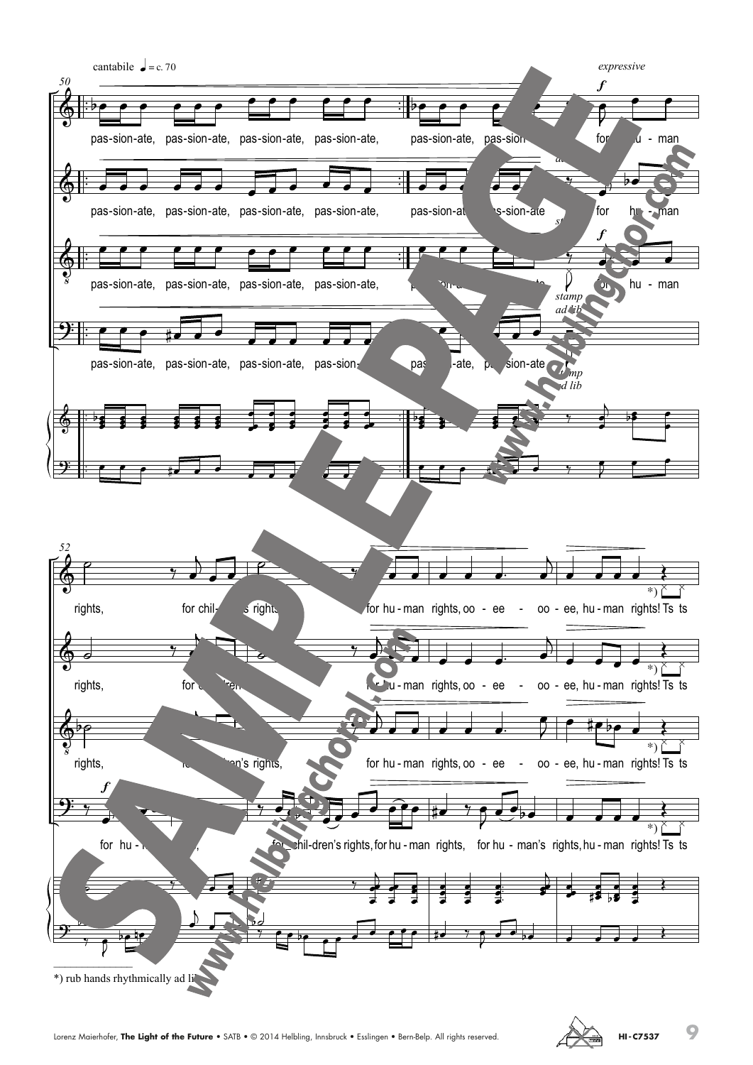cantabile ♩ = c. 70

*expressive*

50

pas-sion-ate, pas-sion-ate, pas-sion-ate, pas-sion-ate, pas-sion-ate, pas-sion for hu - man

pas-sion-ate, pas-sion-ate, pas-sion-ate, pas-sion-ate, pas-sion-ate pas-sion-ate for hu - man

pas-sion-ate, pas-sion-ate, pas-sion-ate, pas-sion-ate, for hu - man

*stamp ad lib*

pas-sion-ate, pas-sion-ate, pas-sion-ate, pas-sion- pas -ate, pas-sion-ate

*stamp ad lib*

52

rights, for chil- rights for hu - man rights, oo - ee - oo - ee, hu - man rights! Ts ts

rights, for hu - man rights, oo - ee - oo - ee, hu - man rights! Ts ts

rights, ren's rights, for hu - man rights, oo - ee - oo - ee, hu - man rights! Ts ts

for hu - for chil-dren's rights, for hu - man rights, for hu - man's rights, hu - man rights! Ts ts

*) rub hands rhythmically ad lib

SAMPLE PAGE www.helblingchoral.com

Lorenz Maierhofer, **The Light of the Future** • SATB • © 2014 Helbling, Innsbruck • Esslingen • Bern-Belp. All rights reserved. HI-C7537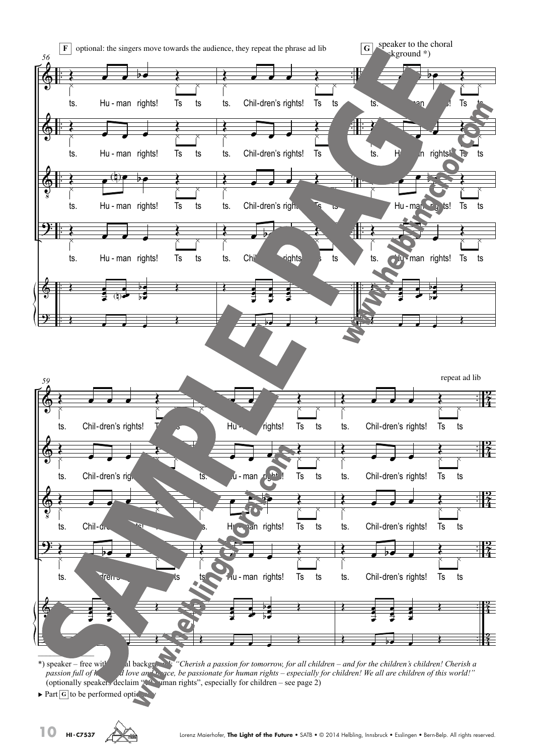F optional: the singers move towards the audience, they repeat the phrase ad lib

G speaker to the choral background *)

repeat ad lib

*) speaker – free with choral background: *"Cherish a passion for tomorrow, for all children – and for the children's children! Cherish a passion full of hope and love and peace, be passionate for human rights – especially for children! We all are children of this world!"* (optionally speakers declaim "10 human rights", especially for children – see page 2)

▸ Part G to be performed optionally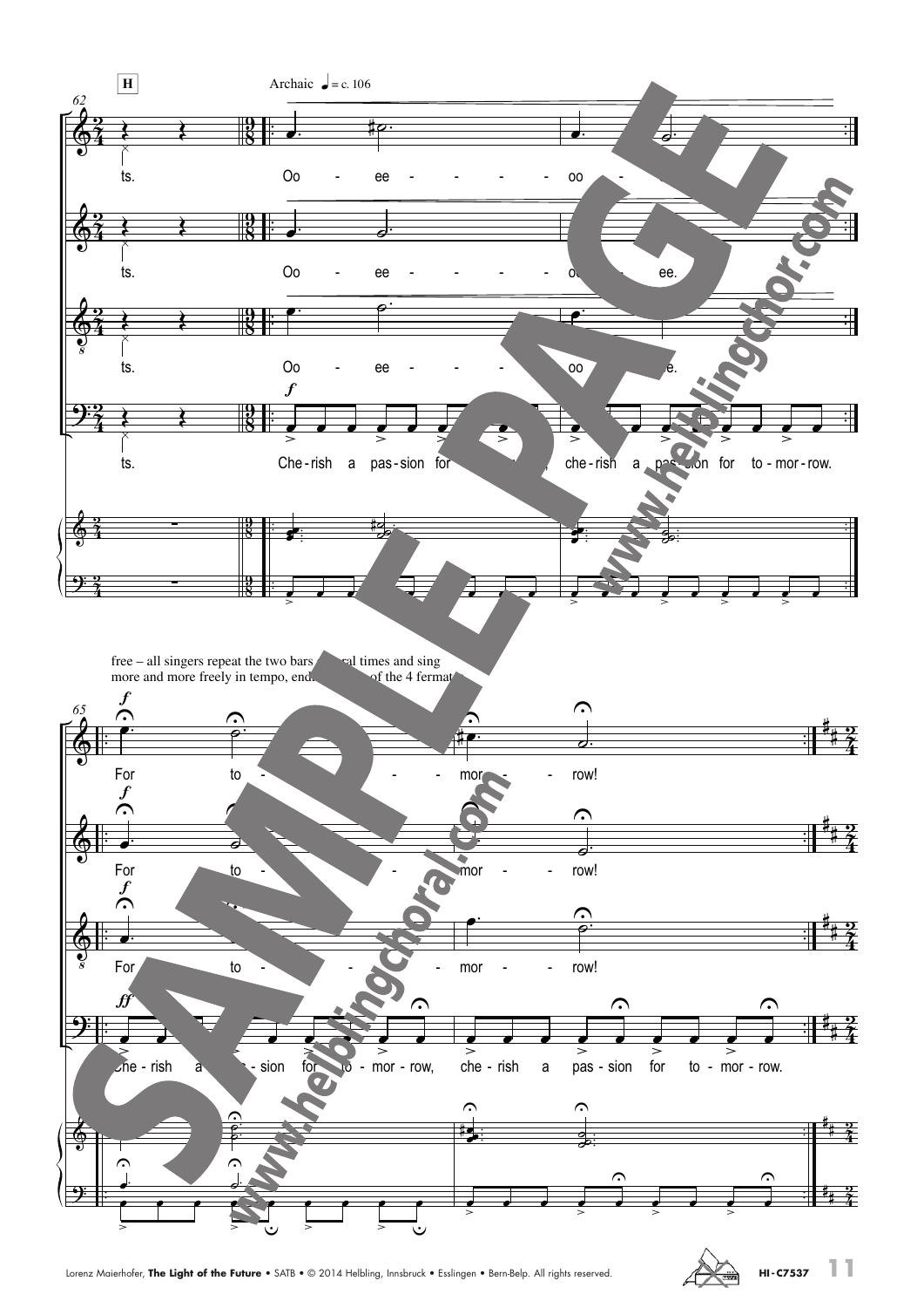**H** Archaic ♩ = c. 106

Oo - ee - oo - ee.

Cherish a passion for tomorrow, cherish a passion for tomorrow.

free – all singers repeat the two bars several times and sing more and more freely in tempo, ending on one of the 4 fermatas

For tomorrow!

Cherish a passion for tomorrow, cherish a passion for tomorrow.

SAMPLE PAGE
www.helblingchoral.com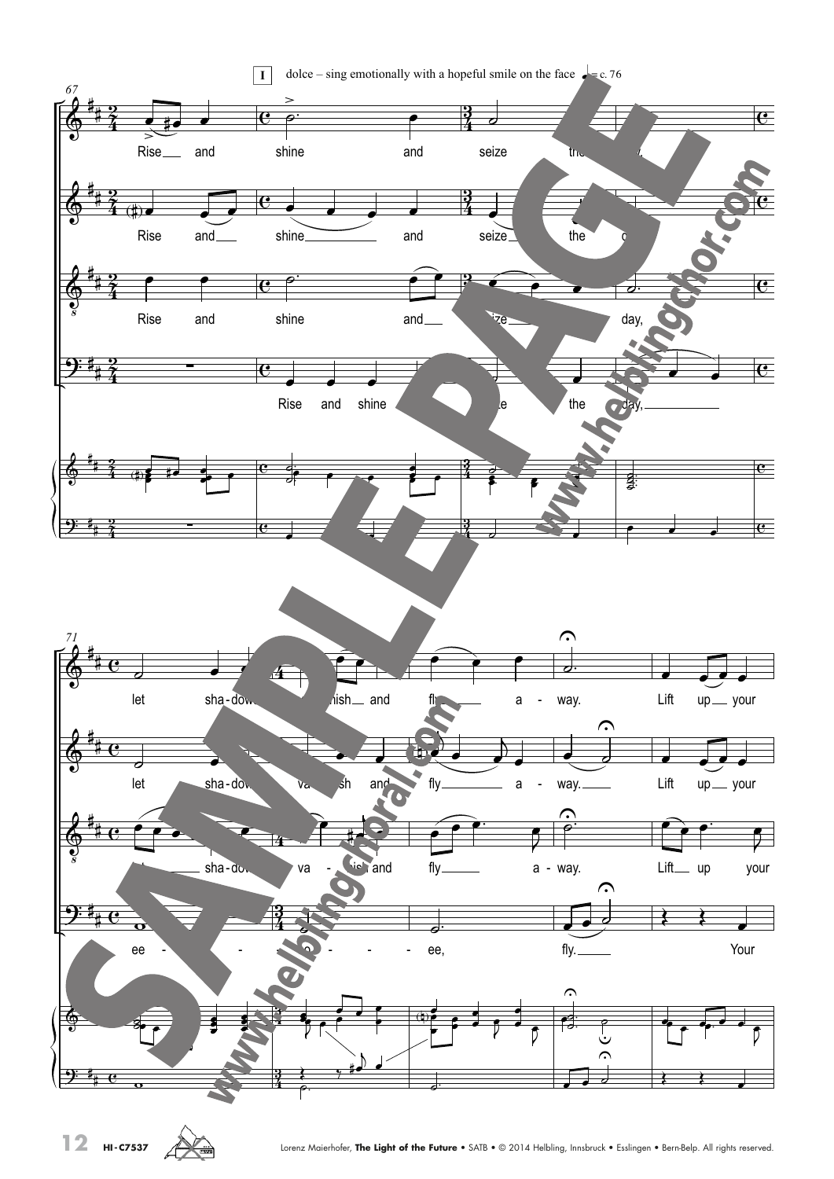**I** dolce – sing emotionally with a hopeful smile on the face ♩ = c. 76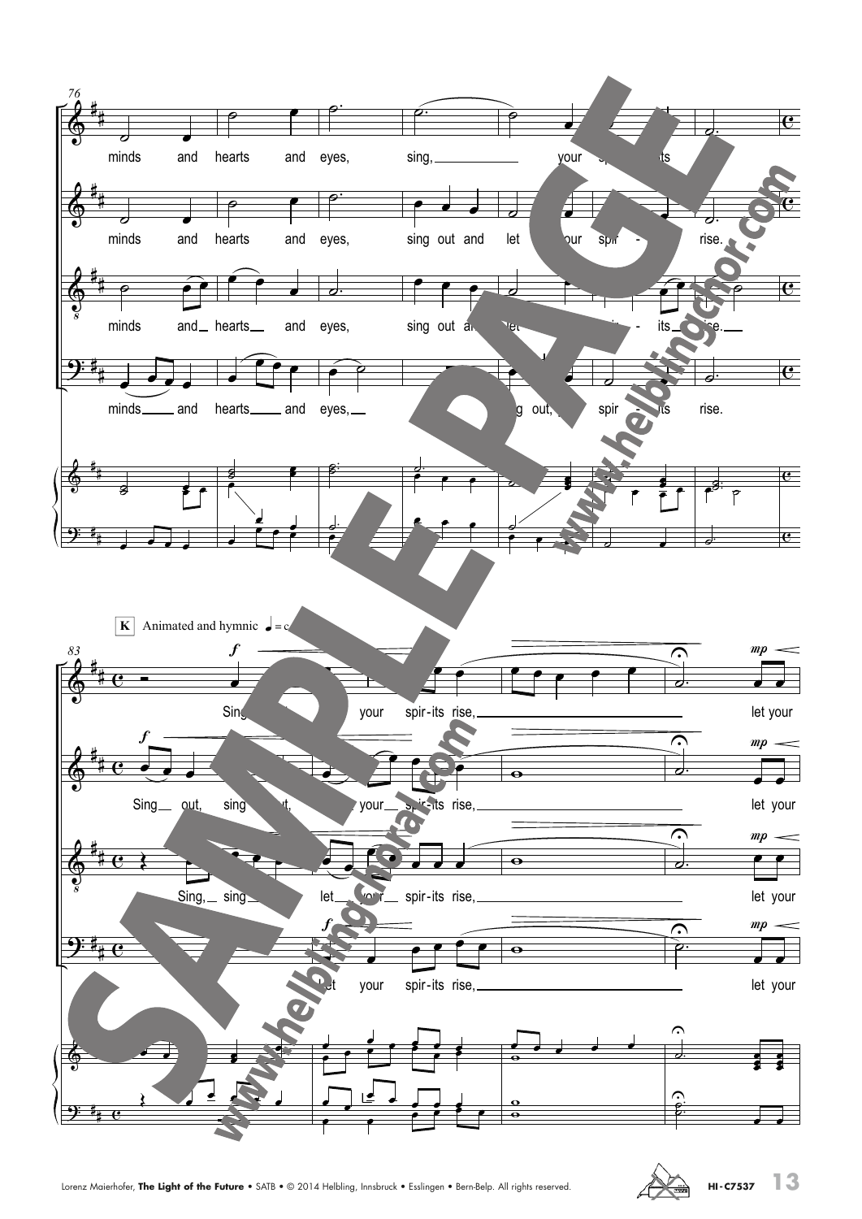**K** Animated and hymnic ♩ = c.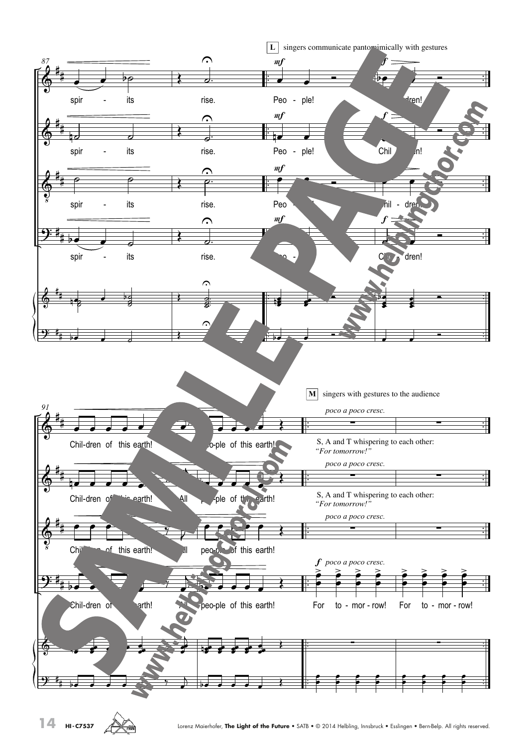**L** singers communicate pantomimically with gestures

spir - its rise. Peo - ple! Chil - dren!

**M** singers with gestures to the audience

Chil-dren of this earth! All peo-ple of this earth!

*poco a poco cresc.*

S, A and T whispering to each other: *"For tomorrow!"*

For to - mor - row! For to - mor - row!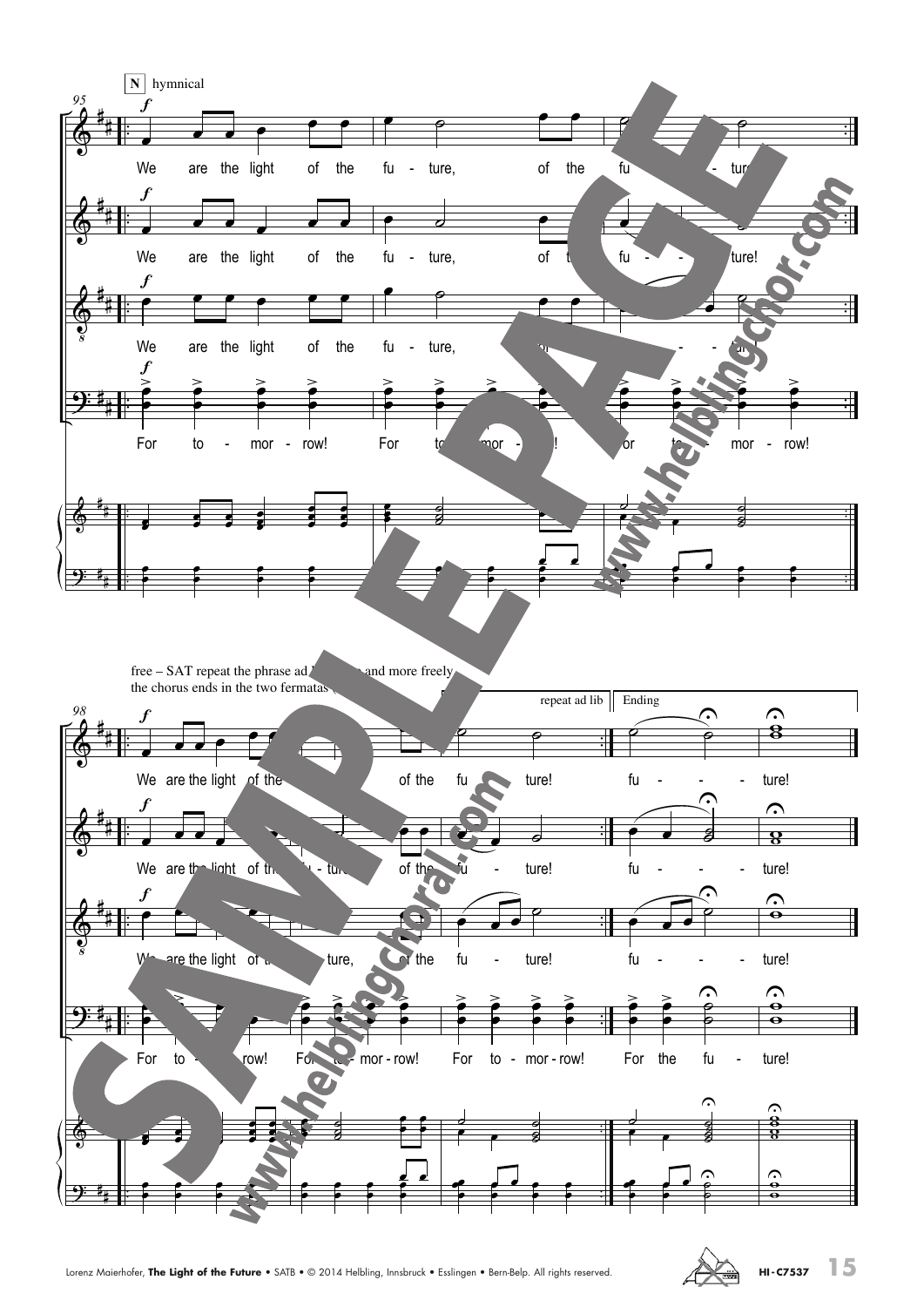**N** hymnical

free – SAT repeat the phrase ad lib. ... and more freely, the chorus ends in the two fermatas (...)

repeat ad lib | Ending

We are the light of the future, of the future!

For tomorrow! For tomorrow! For tomorrow!

For the future!